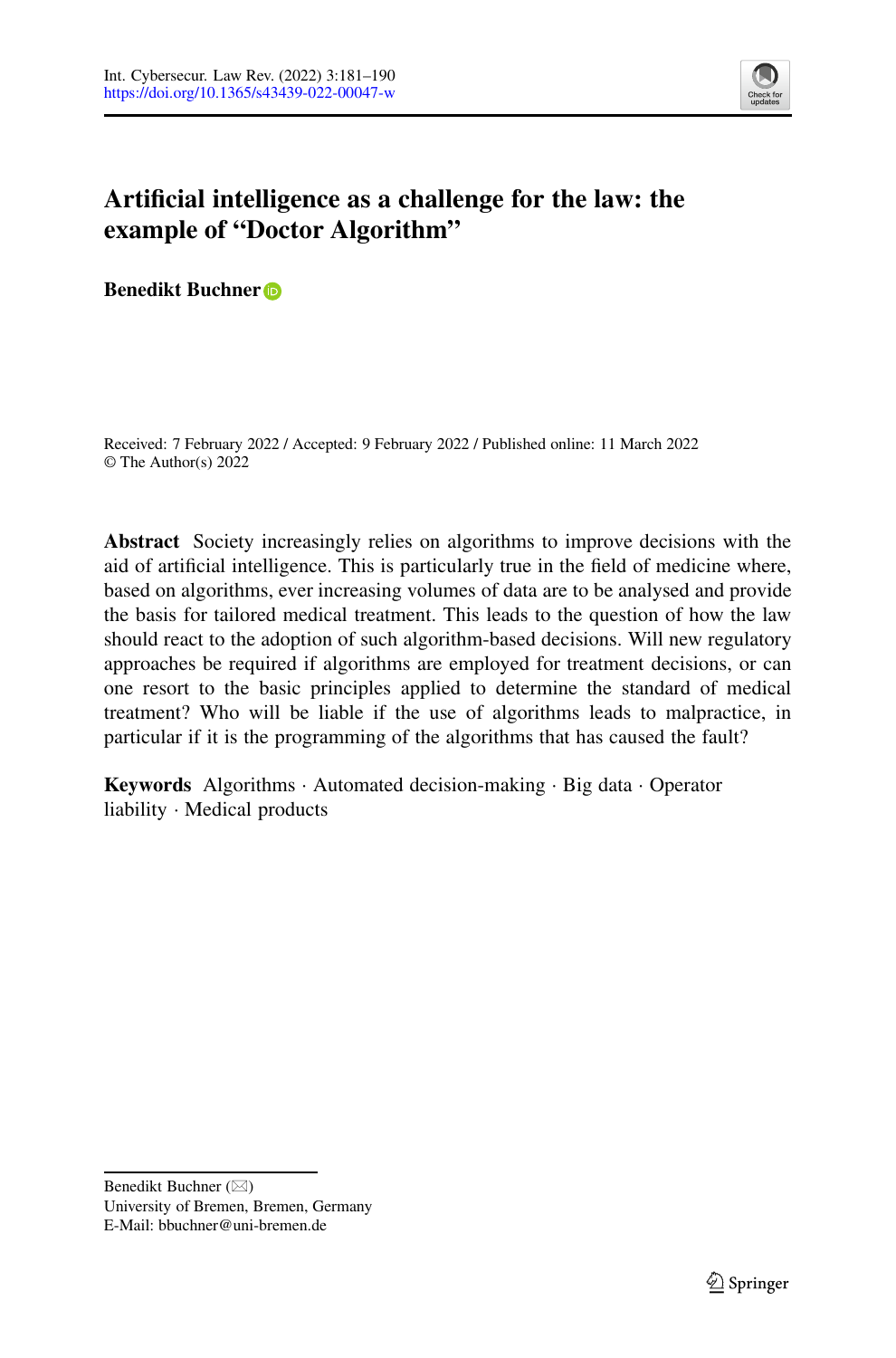# Artificial intelligence as a challenge for the law: the example of "Doctor Algorithm"

**Benedikt Buchner**

Received: 7 February 2022 / Accepted: 9 February 2022 / Published online: 11 March 2022
© The Author(s) 2022

**Abstract** Society increasingly relies on algorithms to improve decisions with the aid of artificial intelligence. This is particularly true in the field of medicine where, based on algorithms, ever increasing volumes of data are to be analysed and provide the basis for tailored medical treatment. This leads to the question of how the law should react to the adoption of such algorithm-based decisions. Will new regulatory approaches be required if algorithms are employed for treatment decisions, or can one resort to the basic principles applied to determine the standard of medical treatment? Who will be liable if the use of algorithms leads to malpractice, in particular if it is the programming of the algorithms that has caused the fault?

**Keywords** Algorithms · Automated decision-making · Big data · Operator liability · Medical products

Benedikt Buchner (✉)
University of Bremen, Bremen, Germany
E-Mail: bbuchner@uni-bremen.de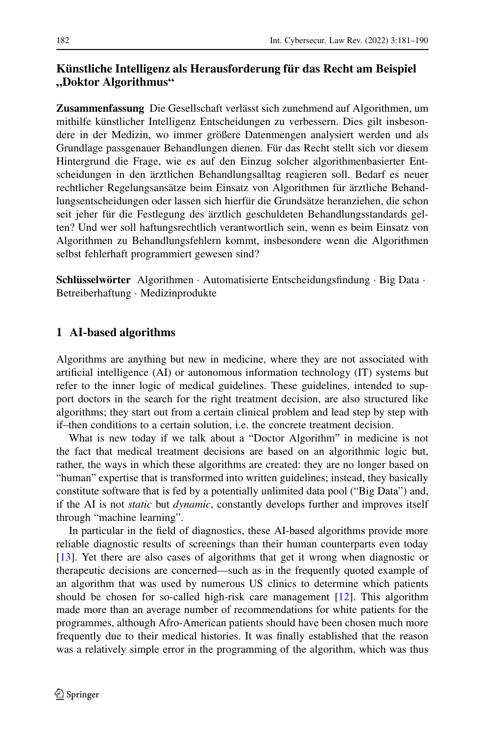## Künstliche Intelligenz als Herausforderung für das Recht am Beispiel „Doktor Algorithmus“

**Zusammenfassung** Die Gesellschaft verlässt sich zunehmend auf Algorithmen, um mithilfe künstlicher Intelligenz Entscheidungen zu verbessern. Dies gilt insbesondere in der Medizin, wo immer größere Datenmengen analysiert werden und als Grundlage passgenauer Behandlungen dienen. Für das Recht stellt sich vor diesem Hintergrund die Frage, wie es auf den Einzug solcher algorithmenbasierter Entscheidungen in den ärztlichen Behandlungsalltag reagieren soll. Bedarf es neuer rechtlicher Regelungsansätze beim Einsatz von Algorithmen für ärztliche Behandlungsentscheidungen oder lassen sich hierfür die Grundsätze heranziehen, die schon seit jeher für die Festlegung des ärztlich geschuldeten Behandlungsstandards gelten? Und wer soll haftungsrechtlich verantwortlich sein, wenn es beim Einsatz von Algorithmen zu Behandlungsfehlern kommt, insbesondere wenn die Algorithmen selbst fehlerhaft programmiert gewesen sind?

**Schlüsselwörter** Algorithmen · Automatisierte Entscheidungsfindung · Big Data · Betreiberhaftung · Medizinprodukte

## 1 AI-based algorithms

Algorithms are anything but new in medicine, where they are not associated with artificial intelligence (AI) or autonomous information technology (IT) systems but refer to the inner logic of medical guidelines. These guidelines, intended to support doctors in the search for the right treatment decision, are also structured like algorithms; they start out from a certain clinical problem and lead step by step with if–then conditions to a certain solution, i.e. the concrete treatment decision.

What is new today if we talk about a “Doctor Algorithm” in medicine is not the fact that medical treatment decisions are based on an algorithmic logic but, rather, the ways in which these algorithms are created: they are no longer based on “human” expertise that is transformed into written guidelines; instead, they basically constitute software that is fed by a potentially unlimited data pool (“Big Data”) and, if the AI is not *static* but *dynamic*, constantly develops further and improves itself through “machine learning”.

In particular in the field of diagnostics, these AI-based algorithms provide more reliable diagnostic results of screenings than their human counterparts even today [13]. Yet there are also cases of algorithms that get it wrong when diagnostic or therapeutic decisions are concerned—such as in the frequently quoted example of an algorithm that was used by numerous US clinics to determine which patients should be chosen for so-called high-risk care management [12]. This algorithm made more than an average number of recommendations for white patients for the programmes, although Afro-American patients should have been chosen much more frequently due to their medical histories. It was finally established that the reason was a relatively simple error in the programming of the algorithm, which was thus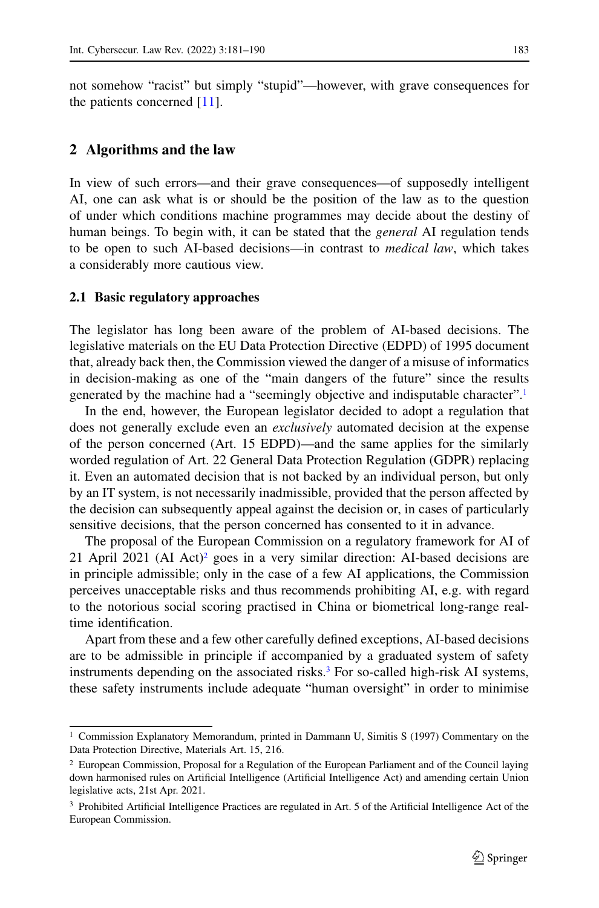not somehow "racist" but simply "stupid"—however, with grave consequences for the patients concerned [11].

## 2 Algorithms and the law

In view of such errors—and their grave consequences—of supposedly intelligent AI, one can ask what is or should be the position of the law as to the question of under which conditions machine programmes may decide about the destiny of human beings. To begin with, it can be stated that the *general* AI regulation tends to be open to such AI-based decisions—in contrast to *medical law*, which takes a considerably more cautious view.

### 2.1 Basic regulatory approaches

The legislator has long been aware of the problem of AI-based decisions. The legislative materials on the EU Data Protection Directive (EDPD) of 1995 document that, already back then, the Commission viewed the danger of a misuse of informatics in decision-making as one of the "main dangers of the future" since the results generated by the machine had a "seemingly objective and indisputable character".[1]

In the end, however, the European legislator decided to adopt a regulation that does not generally exclude even an *exclusively* automated decision at the expense of the person concerned (Art. 15 EDPD)—and the same applies for the similarly worded regulation of Art. 22 General Data Protection Regulation (GDPR) replacing it. Even an automated decision that is not backed by an individual person, but only by an IT system, is not necessarily inadmissible, provided that the person affected by the decision can subsequently appeal against the decision or, in cases of particularly sensitive decisions, that the person concerned has consented to it in advance.

The proposal of the European Commission on a regulatory framework for AI of 21 April 2021 (AI Act)[2] goes in a very similar direction: AI-based decisions are in principle admissible; only in the case of a few AI applications, the Commission perceives unacceptable risks and thus recommends prohibiting AI, e.g. with regard to the notorious social scoring practised in China or biometrical long-range real-time identification.

Apart from these and a few other carefully defined exceptions, AI-based decisions are to be admissible in principle if accompanied by a graduated system of safety instruments depending on the associated risks.[3] For so-called high-risk AI systems, these safety instruments include adequate "human oversight" in order to minimise

---

[1] Commission Explanatory Memorandum, printed in Dammann U, Simitis S (1997) Commentary on the Data Protection Directive, Materials Art. 15, 216.

[2] European Commission, Proposal for a Regulation of the European Parliament and of the Council laying down harmonised rules on Artificial Intelligence (Artificial Intelligence Act) and amending certain Union legislative acts, 21st Apr. 2021.

[3] Prohibited Artificial Intelligence Practices are regulated in Art. 5 of the Artificial Intelligence Act of the European Commission.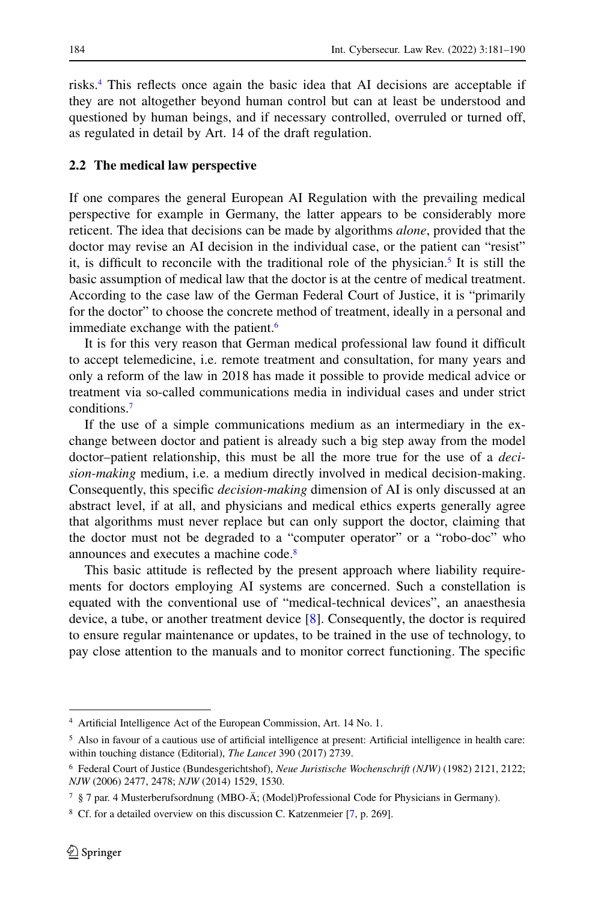risks.[4] This reflects once again the basic idea that AI decisions are acceptable if they are not altogether beyond human control but can at least be understood and questioned by human beings, and if necessary controlled, overruled or turned off, as regulated in detail by Art. 14 of the draft regulation.

### 2.2 The medical law perspective

If one compares the general European AI Regulation with the prevailing medical perspective for example in Germany, the latter appears to be considerably more reticent. The idea that decisions can be made by algorithms *alone*, provided that the doctor may revise an AI decision in the individual case, or the patient can "resist" it, is difficult to reconcile with the traditional role of the physician.[5] It is still the basic assumption of medical law that the doctor is at the centre of medical treatment. According to the case law of the German Federal Court of Justice, it is "primarily for the doctor" to choose the concrete method of treatment, ideally in a personal and immediate exchange with the patient.[6]

It is for this very reason that German medical professional law found it difficult to accept telemedicine, i.e. remote treatment and consultation, for many years and only a reform of the law in 2018 has made it possible to provide medical advice or treatment via so-called communications media in individual cases and under strict conditions.[7]

If the use of a simple communications medium as an intermediary in the exchange between doctor and patient is already such a big step away from the model doctor–patient relationship, this must be all the more true for the use of a *decision-making* medium, i.e. a medium directly involved in medical decision-making. Consequently, this specific *decision-making* dimension of AI is only discussed at an abstract level, if at all, and physicians and medical ethics experts generally agree that algorithms must never replace but can only support the doctor, claiming that the doctor must not be degraded to a "computer operator" or a "robo-doc" who announces and executes a machine code.[8]

This basic attitude is reflected by the present approach where liability requirements for doctors employing AI systems are concerned. Such a constellation is equated with the conventional use of "medical-technical devices", an anaesthesia device, a tube, or another treatment device [8]. Consequently, the doctor is required to ensure regular maintenance or updates, to be trained in the use of technology, to pay close attention to the manuals and to monitor correct functioning. The specific

---

[4] Artificial Intelligence Act of the European Commission, Art. 14 No. 1.

[5] Also in favour of a cautious use of artificial intelligence at present: Artificial intelligence in health care: within touching distance (Editorial), *The Lancet* 390 (2017) 2739.

[6] Federal Court of Justice (Bundesgerichtshof), *Neue Juristische Wochenschrift (NJW)* (1982) 2121, 2122; *NJW* (2006) 2477, 2478; *NJW* (2014) 1529, 1530.

[7] § 7 par. 4 Musterberufsordnung (MBO-Ä; (Model)Professional Code for Physicians in Germany).

[8] Cf. for a detailed overview on this discussion C. Katzenmeier [7, p. 269].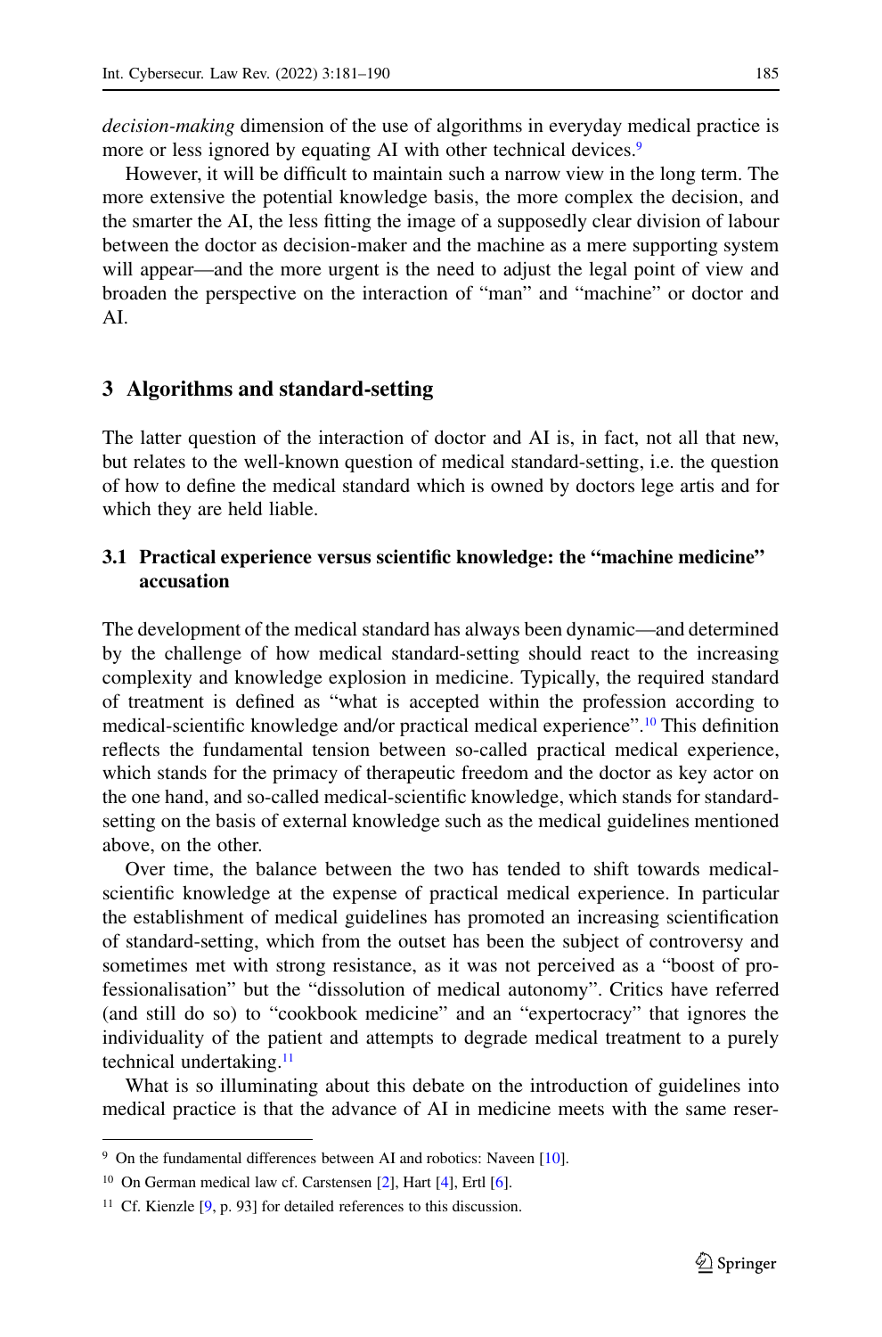*decision-making* dimension of the use of algorithms in everyday medical practice is more or less ignored by equating AI with other technical devices.[9]

However, it will be difficult to maintain such a narrow view in the long term. The more extensive the potential knowledge basis, the more complex the decision, and the smarter the AI, the less fitting the image of a supposedly clear division of labour between the doctor as decision-maker and the machine as a mere supporting system will appear—and the more urgent is the need to adjust the legal point of view and broaden the perspective on the interaction of "man" and "machine" or doctor and AI.

## 3 Algorithms and standard-setting

The latter question of the interaction of doctor and AI is, in fact, not all that new, but relates to the well-known question of medical standard-setting, i.e. the question of how to define the medical standard which is owned by doctors lege artis and for which they are held liable.

### 3.1 Practical experience versus scientific knowledge: the "machine medicine" accusation

The development of the medical standard has always been dynamic—and determined by the challenge of how medical standard-setting should react to the increasing complexity and knowledge explosion in medicine. Typically, the required standard of treatment is defined as "what is accepted within the profession according to medical-scientific knowledge and/or practical medical experience".[10] This definition reflects the fundamental tension between so-called practical medical experience, which stands for the primacy of therapeutic freedom and the doctor as key actor on the one hand, and so-called medical-scientific knowledge, which stands for standard-setting on the basis of external knowledge such as the medical guidelines mentioned above, on the other.

Over time, the balance between the two has tended to shift towards medical-scientific knowledge at the expense of practical medical experience. In particular the establishment of medical guidelines has promoted an increasing scientification of standard-setting, which from the outset has been the subject of controversy and sometimes met with strong resistance, as it was not perceived as a "boost of professionalisation" but the "dissolution of medical autonomy". Critics have referred (and still do so) to "cookbook medicine" and an "expertocracy" that ignores the individuality of the patient and attempts to degrade medical treatment to a purely technical undertaking.[11]

What is so illuminating about this debate on the introduction of guidelines into medical practice is that the advance of AI in medicine meets with the same reser-

---

[9] On the fundamental differences between AI and robotics: Naveen [10].

[10] On German medical law cf. Carstensen [2], Hart [4], Ertl [6].

[11] Cf. Kienzle [9, p. 93] for detailed references to this discussion.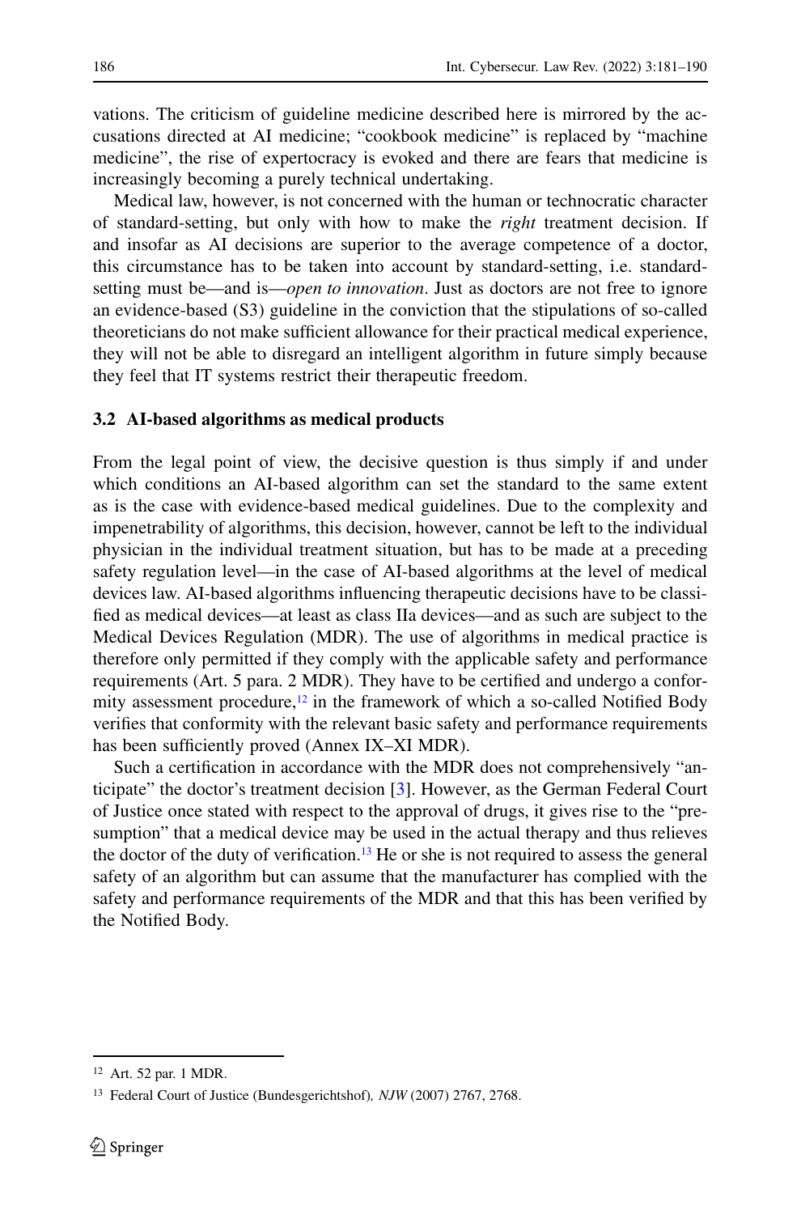vations. The criticism of guideline medicine described here is mirrored by the accusations directed at AI medicine; "cookbook medicine" is replaced by "machine medicine", the rise of expertocracy is evoked and there are fears that medicine is increasingly becoming a purely technical undertaking.

Medical law, however, is not concerned with the human or technocratic character of standard-setting, but only with how to make the *right* treatment decision. If and insofar as AI decisions are superior to the average competence of a doctor, this circumstance has to be taken into account by standard-setting, i.e. standard-setting must be—and is—*open to innovation*. Just as doctors are not free to ignore an evidence-based (S3) guideline in the conviction that the stipulations of so-called theoreticians do not make sufficient allowance for their practical medical experience, they will not be able to disregard an intelligent algorithm in future simply because they feel that IT systems restrict their therapeutic freedom.

### 3.2 AI-based algorithms as medical products

From the legal point of view, the decisive question is thus simply if and under which conditions an AI-based algorithm can set the standard to the same extent as is the case with evidence-based medical guidelines. Due to the complexity and impenetrability of algorithms, this decision, however, cannot be left to the individual physician in the individual treatment situation, but has to be made at a preceding safety regulation level—in the case of AI-based algorithms at the level of medical devices law. AI-based algorithms influencing therapeutic decisions have to be classified as medical devices—at least as class IIa devices—and as such are subject to the Medical Devices Regulation (MDR). The use of algorithms in medical practice is therefore only permitted if they comply with the applicable safety and performance requirements (Art. 5 para. 2 MDR). They have to be certified and undergo a conformity assessment procedure,[12] in the framework of which a so-called Notified Body verifies that conformity with the relevant basic safety and performance requirements has been sufficiently proved (Annex IX–XI MDR).

Such a certification in accordance with the MDR does not comprehensively "anticipate" the doctor's treatment decision [3]. However, as the German Federal Court of Justice once stated with respect to the approval of drugs, it gives rise to the "presumption" that a medical device may be used in the actual therapy and thus relieves the doctor of the duty of verification.[13] He or she is not required to assess the general safety of an algorithm but can assume that the manufacturer has complied with the safety and performance requirements of the MDR and that this has been verified by the Notified Body.

[12] Art. 52 par. 1 MDR.

[13] Federal Court of Justice (Bundesgerichtshof), *NJW* (2007) 2767, 2768.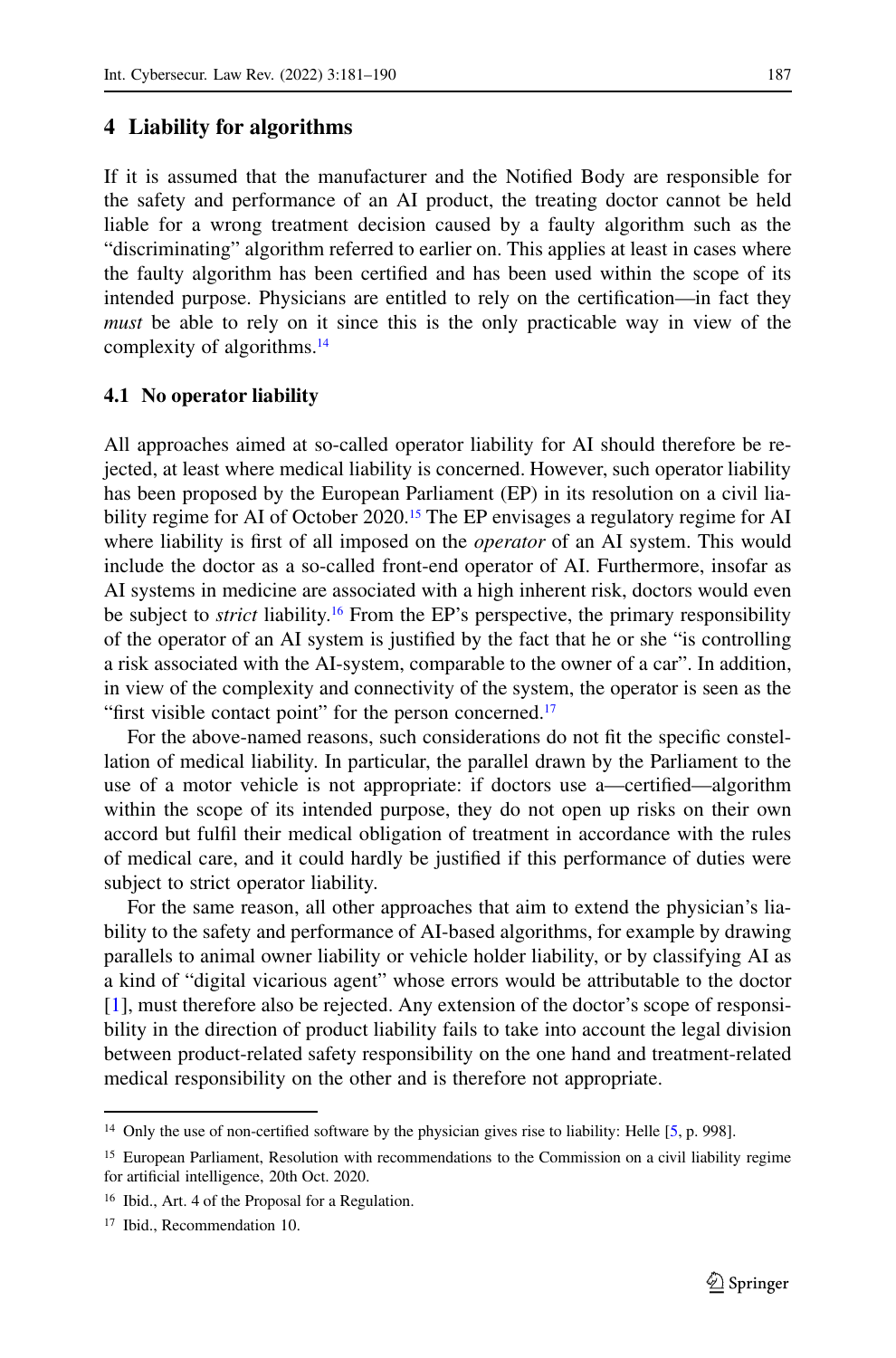## 4 Liability for algorithms

If it is assumed that the manufacturer and the Notified Body are responsible for the safety and performance of an AI product, the treating doctor cannot be held liable for a wrong treatment decision caused by a faulty algorithm such as the "discriminating" algorithm referred to earlier on. This applies at least in cases where the faulty algorithm has been certified and has been used within the scope of its intended purpose. Physicians are entitled to rely on the certification—in fact they *must* be able to rely on it since this is the only practicable way in view of the complexity of algorithms.[14]

### 4.1 No operator liability

All approaches aimed at so-called operator liability for AI should therefore be rejected, at least where medical liability is concerned. However, such operator liability has been proposed by the European Parliament (EP) in its resolution on a civil liability regime for AI of October 2020.[15] The EP envisages a regulatory regime for AI where liability is first of all imposed on the *operator* of an AI system. This would include the doctor as a so-called front-end operator of AI. Furthermore, insofar as AI systems in medicine are associated with a high inherent risk, doctors would even be subject to *strict* liability.[16] From the EP's perspective, the primary responsibility of the operator of an AI system is justified by the fact that he or she "is controlling a risk associated with the AI-system, comparable to the owner of a car". In addition, in view of the complexity and connectivity of the system, the operator is seen as the "first visible contact point" for the person concerned.[17]

For the above-named reasons, such considerations do not fit the specific constellation of medical liability. In particular, the parallel drawn by the Parliament to the use of a motor vehicle is not appropriate: if doctors use a—certified—algorithm within the scope of its intended purpose, they do not open up risks on their own accord but fulfil their medical obligation of treatment in accordance with the rules of medical care, and it could hardly be justified if this performance of duties were subject to strict operator liability.

For the same reason, all other approaches that aim to extend the physician's liability to the safety and performance of AI-based algorithms, for example by drawing parallels to animal owner liability or vehicle holder liability, or by classifying AI as a kind of "digital vicarious agent" whose errors would be attributable to the doctor [1], must therefore also be rejected. Any extension of the doctor's scope of responsibility in the direction of product liability fails to take into account the legal division between product-related safety responsibility on the one hand and treatment-related medical responsibility on the other and is therefore not appropriate.

---

[14] Only the use of non-certified software by the physician gives rise to liability: Helle [5, p. 998].

[15] European Parliament, Resolution with recommendations to the Commission on a civil liability regime for artificial intelligence, 20th Oct. 2020.

[16] Ibid., Art. 4 of the Proposal for a Regulation.

[17] Ibid., Recommendation 10.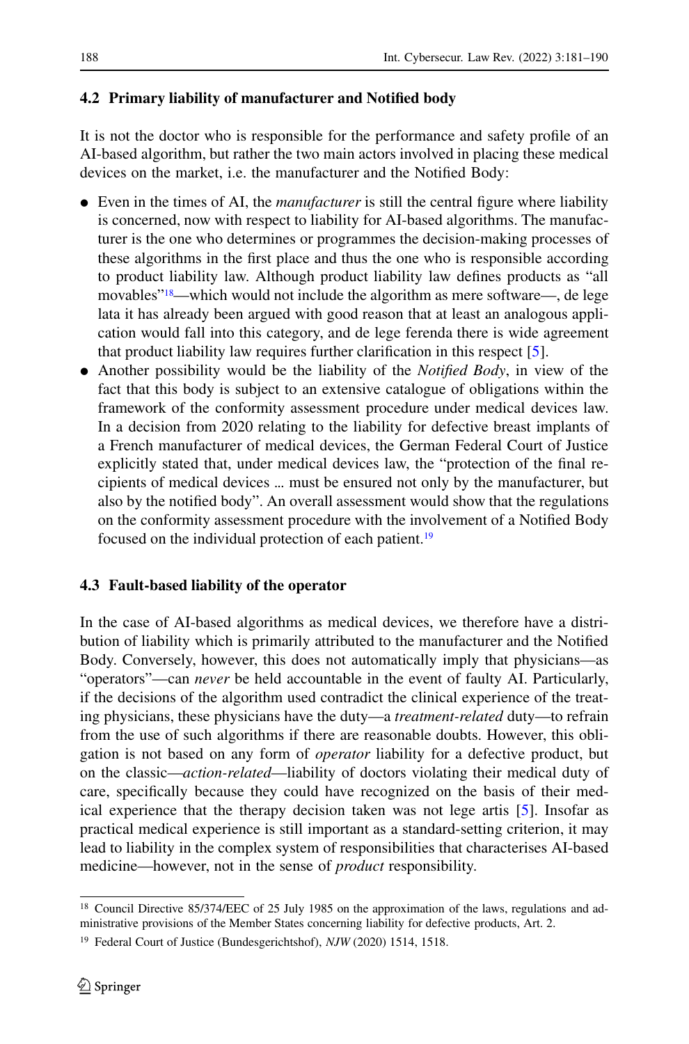### 4.2 Primary liability of manufacturer and Notified body

It is not the doctor who is responsible for the performance and safety profile of an AI-based algorithm, but rather the two main actors involved in placing these medical devices on the market, i.e. the manufacturer and the Notified Body:

- Even in the times of AI, the *manufacturer* is still the central figure where liability is concerned, now with respect to liability for AI-based algorithms. The manufacturer is the one who determines or programmes the decision-making processes of these algorithms in the first place and thus the one who is responsible according to product liability law. Although product liability law defines products as "all movables"[18]—which would not include the algorithm as mere software—, de lege lata it has already been argued with good reason that at least an analogous application would fall into this category, and de lege ferenda there is wide agreement that product liability law requires further clarification in this respect [5].
- Another possibility would be the liability of the *Notified Body*, in view of the fact that this body is subject to an extensive catalogue of obligations within the framework of the conformity assessment procedure under medical devices law. In a decision from 2020 relating to the liability for defective breast implants of a French manufacturer of medical devices, the German Federal Court of Justice explicitly stated that, under medical devices law, the "protection of the final recipients of medical devices ... must be ensured not only by the manufacturer, but also by the notified body". An overall assessment would show that the regulations on the conformity assessment procedure with the involvement of a Notified Body focused on the individual protection of each patient.[19]

### 4.3 Fault-based liability of the operator

In the case of AI-based algorithms as medical devices, we therefore have a distribution of liability which is primarily attributed to the manufacturer and the Notified Body. Conversely, however, this does not automatically imply that physicians—as "operators"—can *never* be held accountable in the event of faulty AI. Particularly, if the decisions of the algorithm used contradict the clinical experience of the treating physicians, these physicians have the duty—a *treatment-related* duty—to refrain from the use of such algorithms if there are reasonable doubts. However, this obligation is not based on any form of *operator* liability for a defective product, but on the classic—*action-related*—liability of doctors violating their medical duty of care, specifically because they could have recognized on the basis of their medical experience that the therapy decision taken was not lege artis [5]. Insofar as practical medical experience is still important as a standard-setting criterion, it may lead to liability in the complex system of responsibilities that characterises AI-based medicine—however, not in the sense of *product* responsibility.

---

[18] Council Directive 85/374/EEC of 25 July 1985 on the approximation of the laws, regulations and administrative provisions of the Member States concerning liability for defective products, Art. 2.

[19] Federal Court of Justice (Bundesgerichtshof), *NJW* (2020) 1514, 1518.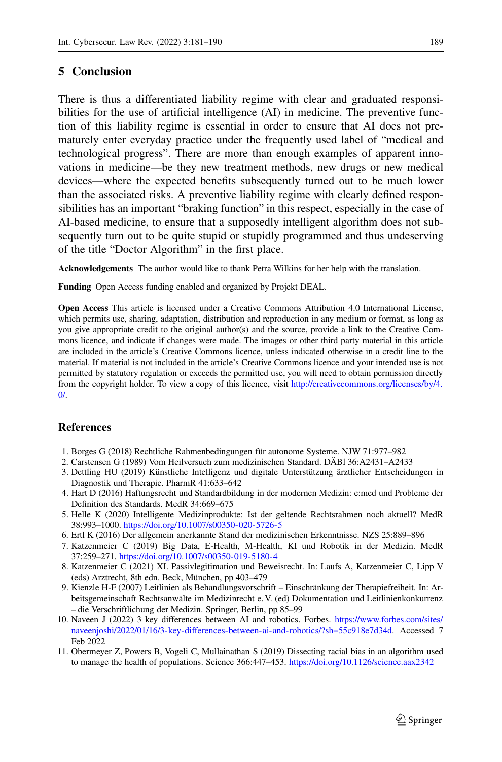## 5 Conclusion

There is thus a differentiated liability regime with clear and graduated responsibilities for the use of artificial intelligence (AI) in medicine. The preventive function of this liability regime is essential in order to ensure that AI does not prematurely enter everyday practice under the frequently used label of "medical and technological progress". There are more than enough examples of apparent innovations in medicine—be they new treatment methods, new drugs or new medical devices—where the expected benefits subsequently turned out to be much lower than the associated risks. A preventive liability regime with clearly defined responsibilities has an important "braking function" in this respect, especially in the case of AI-based medicine, to ensure that a supposedly intelligent algorithm does not subsequently turn out to be quite stupid or stupidly programmed and thus undeserving of the title "Doctor Algorithm" in the first place.

**Acknowledgements** The author would like to thank Petra Wilkins for her help with the translation.

**Funding** Open Access funding enabled and organized by Projekt DEAL.

**Open Access** This article is licensed under a Creative Commons Attribution 4.0 International License, which permits use, sharing, adaptation, distribution and reproduction in any medium or format, as long as you give appropriate credit to the original author(s) and the source, provide a link to the Creative Commons licence, and indicate if changes were made. The images or other third party material in this article are included in the article's Creative Commons licence, unless indicated otherwise in a credit line to the material. If material is not included in the article's Creative Commons licence and your intended use is not permitted by statutory regulation or exceeds the permitted use, you will need to obtain permission directly from the copyright holder. To view a copy of this licence, visit http://creativecommons.org/licenses/by/4.0/.

## References

1. Borges G (2018) Rechtliche Rahmenbedingungen für autonome Systeme. NJW 71:977–982
2. Carstensen G (1989) Vom Heilversuch zum medizinischen Standard. DÄBl 36:A2431–A2433
3. Dettling HU (2019) Künstliche Intelligenz und digitale Unterstützung ärztlicher Entscheidungen in Diagnostik und Therapie. PharmR 41:633–642
4. Hart D (2016) Haftungsrecht und Standardbildung in der modernen Medizin: e:med und Probleme der Definition des Standards. MedR 34:669–675
5. Helle K (2020) Intelligente Medizinprodukte: Ist der geltende Rechtsrahmen noch aktuell? MedR 38:993–1000. https://doi.org/10.1007/s00350-020-5726-5
6. Ertl K (2016) Der allgemein anerkannte Stand der medizinischen Erkenntnisse. NZS 25:889–896
7. Katzenmeier C (2019) Big Data, E-Health, M-Health, KI und Robotik in der Medizin. MedR 37:259–271. https://doi.org/10.1007/s00350-019-5180-4
8. Katzenmeier C (2021) XI. Passivlegitimation und Beweisrecht. In: Laufs A, Katzenmeier C, Lipp V (eds) Arztrecht, 8th edn. Beck, München, pp 403–479
9. Kienzle H-F (2007) Leitlinien als Behandlungsvorschrift – Einschränkung der Therapiefreiheit. In: Arbeitsgemeinschaft Rechtsanwälte im Medizinrecht e. V. (ed) Dokumentation und Leitlinienkonkurrenz – die Verschriftlichung der Medizin. Springer, Berlin, pp 85–99
10. Naveen J (2022) 3 key differences between AI and robotics. Forbes. https://www.forbes.com/sites/naveenjoshi/2022/01/16/3-key-differences-between-ai-and-robotics/?sh=55c918e7d34d. Accessed 7 Feb 2022
11. Obermeyer Z, Powers B, Vogeli C, Mullainathan S (2019) Dissecting racial bias in an algorithm used to manage the health of populations. Science 366:447–453. https://doi.org/10.1126/science.aax2342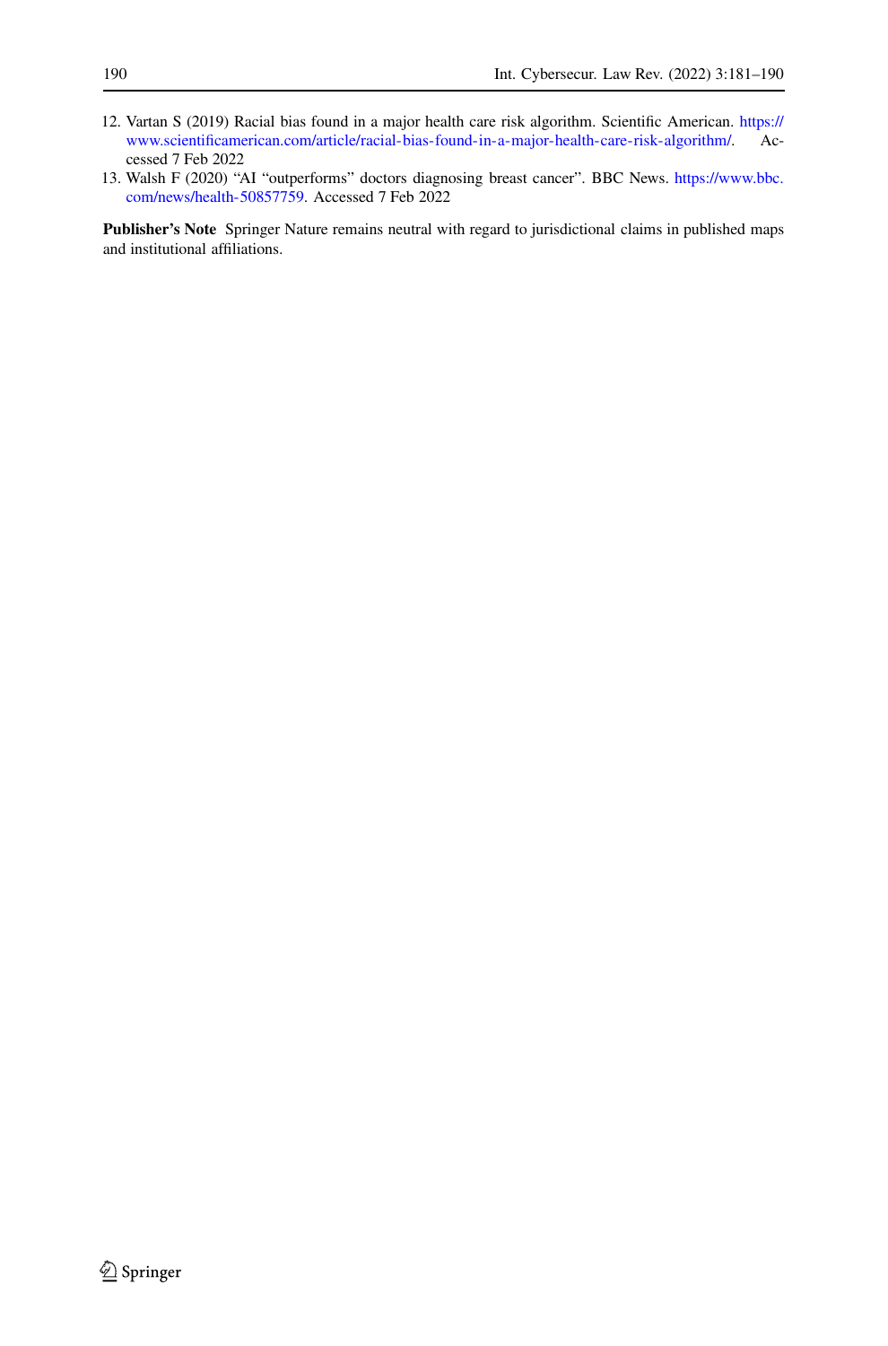12. Vartan S (2019) Racial bias found in a major health care risk algorithm. Scientific American. https://www.scientificamerican.com/article/racial-bias-found-in-a-major-health-care-risk-algorithm/. Accessed 7 Feb 2022
13. Walsh F (2020) "AI "outperforms" doctors diagnosing breast cancer". BBC News. https://www.bbc.com/news/health-50857759. Accessed 7 Feb 2022

**Publisher's Note** Springer Nature remains neutral with regard to jurisdictional claims in published maps and institutional affiliations.